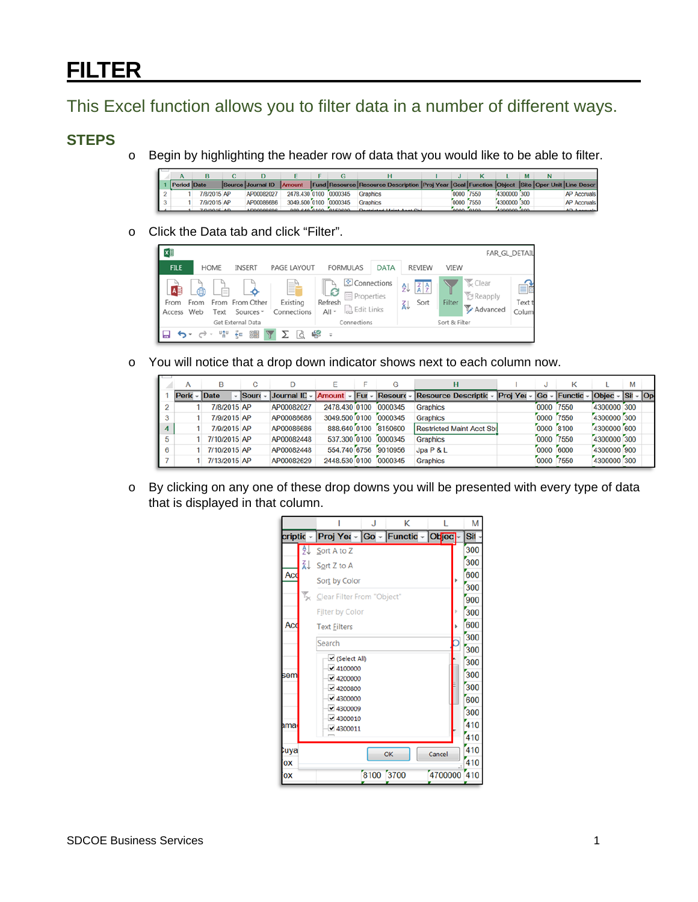# FILTER

## This Excel function allows you to filter data in a number of different ways.

### STEPS

- Begin by highlighting the header row of data that you would like to be able to filter.
- Click the Data tab and click "Filter".
- You will notice that a drop down indicator shows next to each column now.
- By clicking on any one of these drop downs you will be presented with every type of data that is displayed in that column.

SDCOE Business Services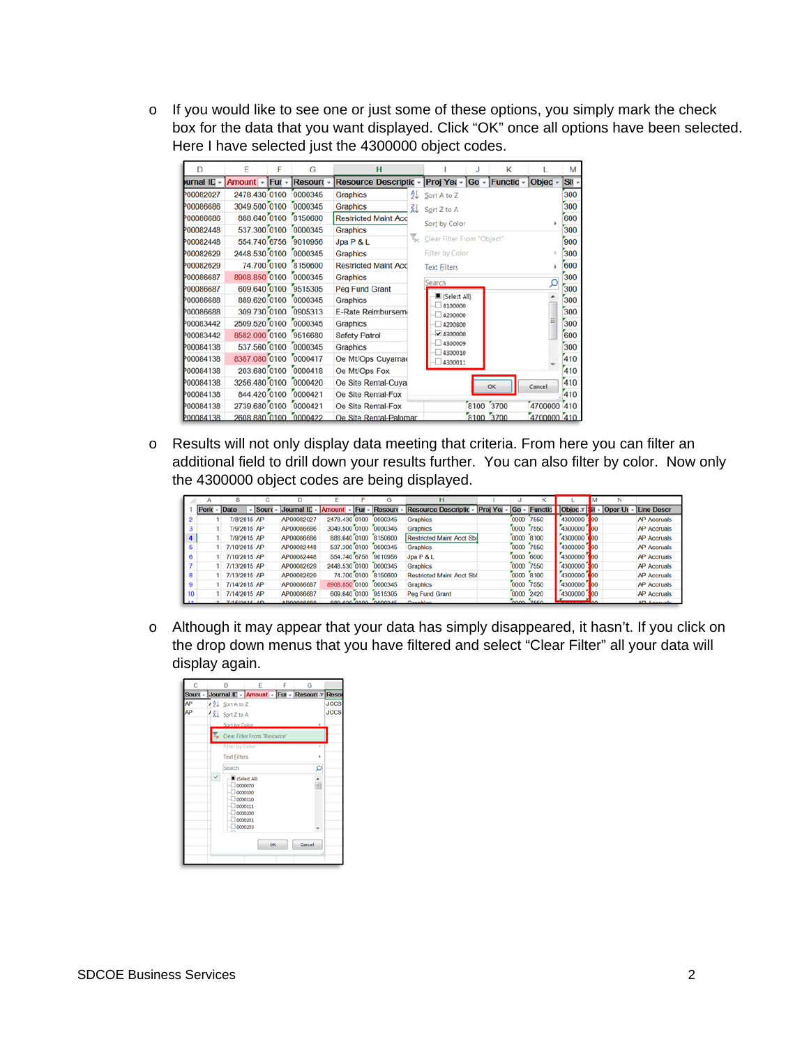- If you would like to see one or just some of these options, you simply mark the check box for the data that you want displayed. Click “OK” once all options have been selected. Here I have selected just the 4300000 object codes.

- Results will not only display data meeting that criteria. From here you can filter an additional field to drill down your results further. You can also filter by color. Now only the 4300000 object codes are being displayed.

- Although it may appear that your data has simply disappeared, it hasn’t. If you click on the drop down menus that you have filtered and select “Clear Filter” all your data will display again.